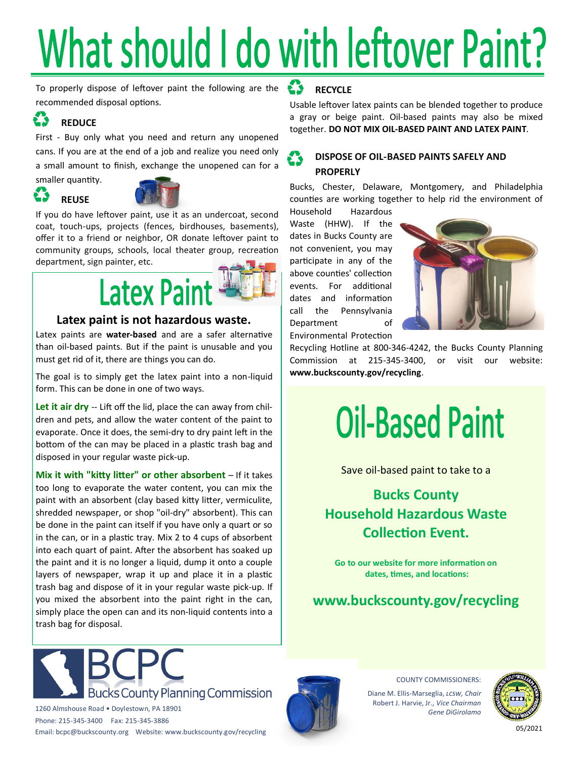# What should I do with leftover Paint?

To properly dispose of leftover paint the following are the recommended disposal options.

## REDUCE

First - Buy only what you need and return any unopened cans. If you are at the end of a job and realize you need only a small amount to finish, exchange the unopened can for a smaller quantity.

## REUSE

If you do have leftover paint, use it as an undercoat, second coat, touch-ups, projects (fences, birdhouses, basements), offer it to a friend or neighbor, OR donate leftover paint to community groups, schools, local theater group, recreation department, sign painter, etc.

## Latex Paint

### Latex paint is not hazardous waste.

Latex paints are **water-based** and are a safer alternative than oil-based paints. But if the paint is unusable and you must get rid of it, there are things you can do.

The goal is to simply get the latex paint into a non-liquid form. This can be done in one of two ways.

**Let it air dry** -- Lift off the lid, place the can away from children and pets, and allow the water content of the paint to evaporate. Once it does, the semi-dry to dry paint left in the bottom of the can may be placed in a plastic trash bag and disposed in your regular waste pick-up.

**Mix it with "kitty litter" or other absorbent** – If it takes too long to evaporate the water content, you can mix the paint with an absorbent (clay based kitty litter, vermiculite, shredded newspaper, or shop "oil-dry" absorbent). This can be done in the paint can itself if you have only a quart or so in the can, or in a plastic tray. Mix 2 to 4 cups of absorbent into each quart of paint. After the absorbent has soaked up the paint and it is no longer a liquid, dump it onto a couple layers of newspaper, wrap it up and place it in a plastic trash bag and dispose of it in your regular waste pick-up. If you mixed the absorbent into the paint right in the can, simply place the open can and its non-liquid contents into a trash bag for disposal.

## RECYCLE

Usable leftover latex paints can be blended together to produce a gray or beige paint. Oil-based paints may also be mixed together. **DO NOT MIX OIL-BASED PAINT AND LATEX PAINT**.

## DISPOSE OF OIL-BASED PAINTS SAFELY AND PROPERLY

Bucks, Chester, Delaware, Montgomery, and Philadelphia counties are working together to help rid the environment of Household Hazardous Waste (HHW). If the dates in Bucks County are not convenient, you may participate in any of the above counties' collection events. For additional dates and information call the Pennsylvania Department of Environmental Protection Recycling Hotline at 800-346-4242, the Bucks County Planning Commission at 215-345-3400, or visit our website: **www.buckscounty.gov/recycling**.

## Oil-Based Paint

Save oil-based paint to take to a

### Bucks County Household Hazardous Waste Collection Event.

**Go to our website for more information on dates, times, and locations:**

**www.buckscounty.gov/recycling**

BCPC Bucks County Planning Commission

1260 Almshouse Road • Doylestown, PA 18901
Phone: 215-345-3400 Fax: 215-345-3886
Email: bcpc@buckscounty.org Website: www.buckscounty.gov/recycling

COUNTY COMMISSIONERS:
Diane M. Ellis-Marseglia, *LCSW, Chair*
Robert J. Harvie, Jr., *Vice Chairman*
*Gene DiGirolamo*

05/2021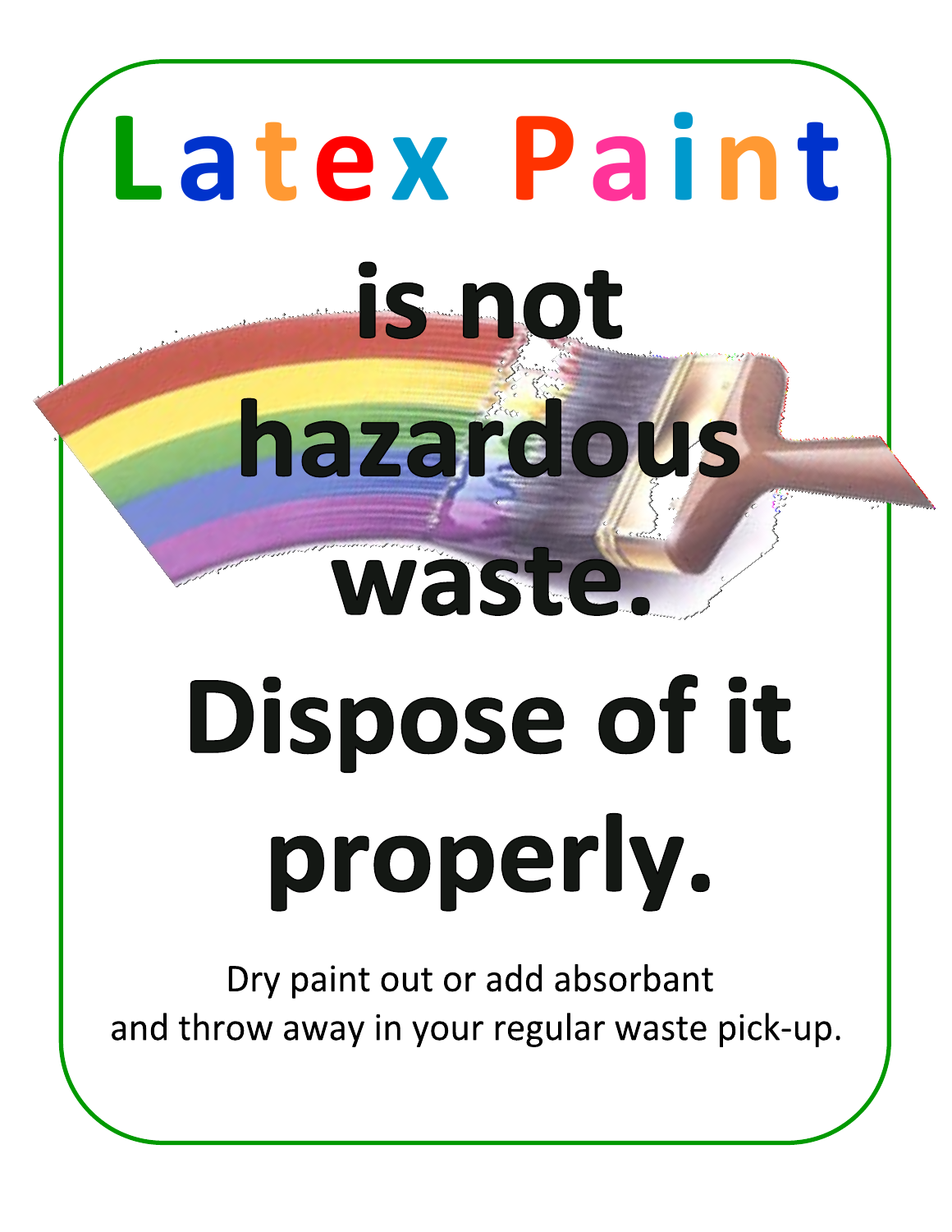# Latex Paint

# is not hazardous waste.

# Dispose of it properly.

Dry paint out or add absorbant
and throw away in your regular waste pick-up.